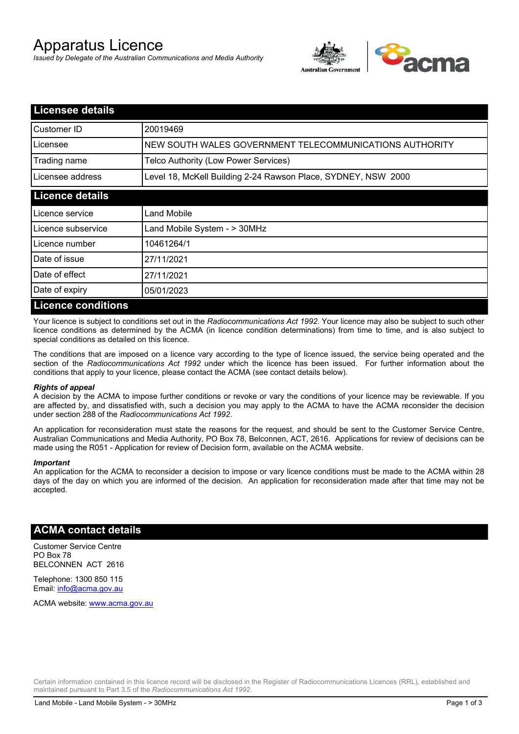# Apparatus Licence

*Issued by Delegate of the Australian Communications and Media Authority*

## Licensee details

| | |
|---|---|
| Customer ID | 20019469 |
| Licensee | NEW SOUTH WALES GOVERNMENT TELECOMMUNICATIONS AUTHORITY |
| Trading name | Telco Authority (Low Power Services) |
| Licensee address | Level 18, McKell Building 2-24 Rawson Place, SYDNEY, NSW 2000 |

## Licence details

| | |
|---|---|
| Licence service | Land Mobile |
| Licence subservice | Land Mobile System - > 30MHz |
| Licence number | 10461264/1 |
| Date of issue | 27/11/2021 |
| Date of effect | 27/11/2021 |
| Date of expiry | 05/01/2023 |

## Licence conditions

Your licence is subject to conditions set out in the *Radiocommunications Act 1992*. Your licence may also be subject to such other licence conditions as determined by the ACMA (in licence condition determinations) from time to time, and is also subject to special conditions as detailed on this licence.

The conditions that are imposed on a licence vary according to the type of licence issued, the service being operated and the section of the *Radiocommunications Act 1992* under which the licence has been issued. For further information about the conditions that apply to your licence, please contact the ACMA (see contact details below).

***Rights of appeal***

A decision by the ACMA to impose further conditions or revoke or vary the conditions of your licence may be reviewable. If you are affected by, and dissatisfied with, such a decision you may apply to the ACMA to have the ACMA reconsider the decision under section 288 of the *Radiocommunications Act 1992*.

An application for reconsideration must state the reasons for the request, and should be sent to the Customer Service Centre, Australian Communications and Media Authority, PO Box 78, Belconnen, ACT, 2616. Applications for review of decisions can be made using the R051 - Application for review of Decision form, available on the ACMA website.

***Important***

An application for the ACMA to reconsider a decision to impose or vary licence conditions must be made to the ACMA within 28 days of the day on which you are informed of the decision. An application for reconsideration made after that time may not be accepted.

## ACMA contact details

Customer Service Centre
PO Box 78
BELCONNEN ACT 2616

Telephone: 1300 850 115
Email: info@acma.gov.au

ACMA website: www.acma.gov.au

Certain information contained in this licence record will be disclosed in the Register of Radiocommunications Licences (RRL), established and maintained pursuant to Part 3.5 of the *Radiocommunications Act 1992.*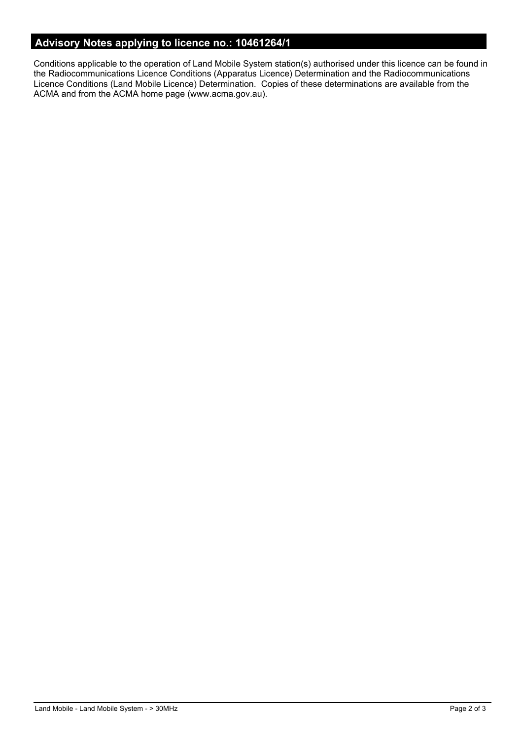## Advisory Notes applying to licence no.: 10461264/1

Conditions applicable to the operation of Land Mobile System station(s) authorised under this licence can be found in the Radiocommunications Licence Conditions (Apparatus Licence) Determination and the Radiocommunications Licence Conditions (Land Mobile Licence) Determination. Copies of these determinations are available from the ACMA and from the ACMA home page (www.acma.gov.au).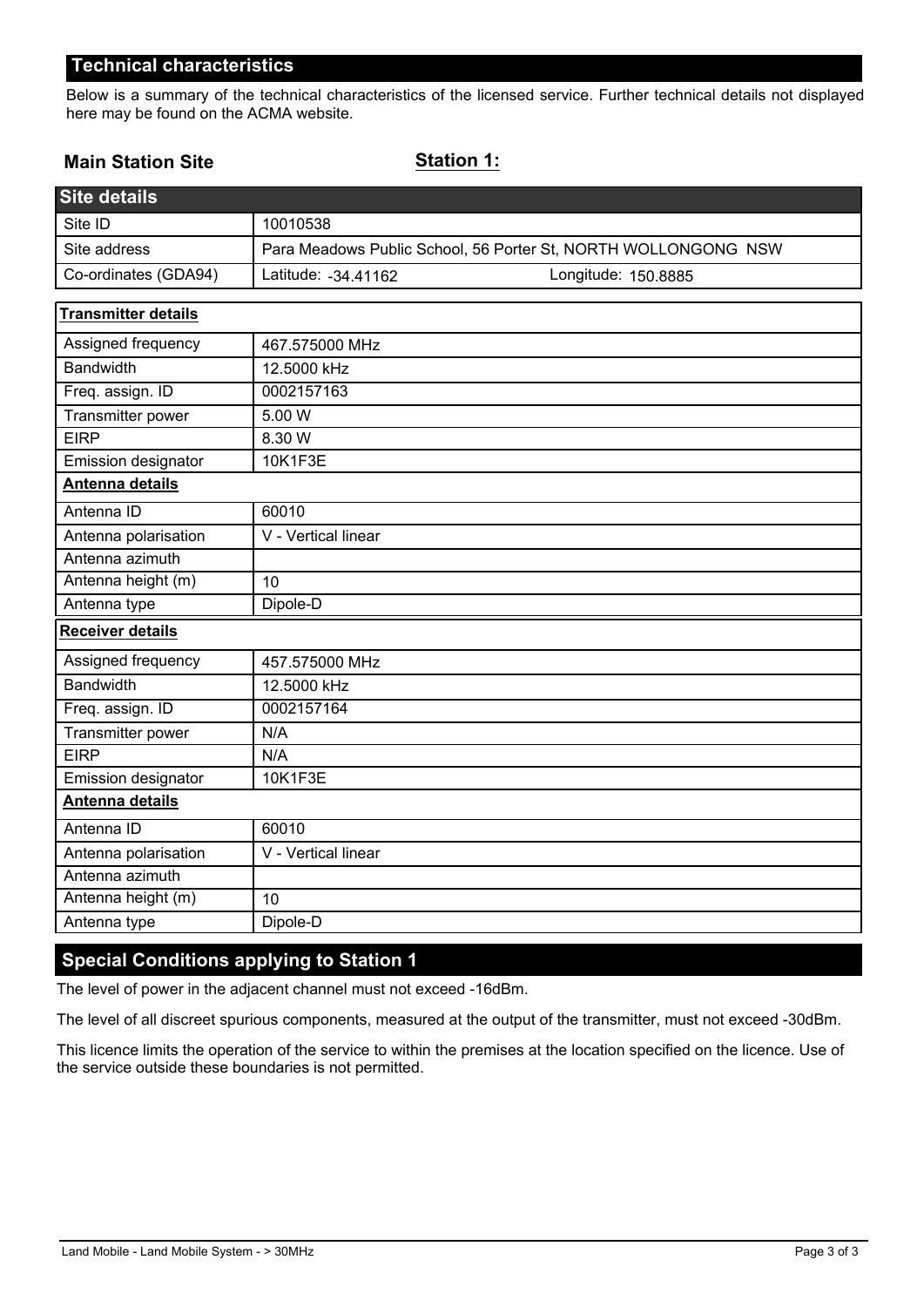## Technical characteristics

Below is a summary of the technical characteristics of the licensed service. Further technical details not displayed here may be found on the ACMA website.

**Main Station Site** **Station 1:**

| Site details | |
|---|---|
| Site ID | 10010538 |
| Site address | Para Meadows Public School, 56 Porter St, NORTH WOLLONGONG NSW |
| Co-ordinates (GDA94) | Latitude: -34.41162 Longitude: 150.8885 |

| **Transmitter details** | |
|---|---|
| Assigned frequency | 467.575000 MHz |
| Bandwidth | 12.5000 kHz |
| Freq. assign. ID | 0002157163 |
| Transmitter power | 5.00 W |
| EIRP | 8.30 W |
| Emission designator | 10K1F3E |
| **Antenna details** | |
| Antenna ID | 60010 |
| Antenna polarisation | V - Vertical linear |
| Antenna azimuth | |
| Antenna height (m) | 10 |
| Antenna type | Dipole-D |
| **Receiver details** | |
| Assigned frequency | 457.575000 MHz |
| Bandwidth | 12.5000 kHz |
| Freq. assign. ID | 0002157164 |
| Transmitter power | N/A |
| EIRP | N/A |
| Emission designator | 10K1F3E |
| **Antenna details** | |
| Antenna ID | 60010 |
| Antenna polarisation | V - Vertical linear |
| Antenna azimuth | |
| Antenna height (m) | 10 |
| Antenna type | Dipole-D |

## Special Conditions applying to Station 1

The level of power in the adjacent channel must not exceed -16dBm.

The level of all discreet spurious components, measured at the output of the transmitter, must not exceed -30dBm.

This licence limits the operation of the service to within the premises at the location specified on the licence. Use of the service outside these boundaries is not permitted.